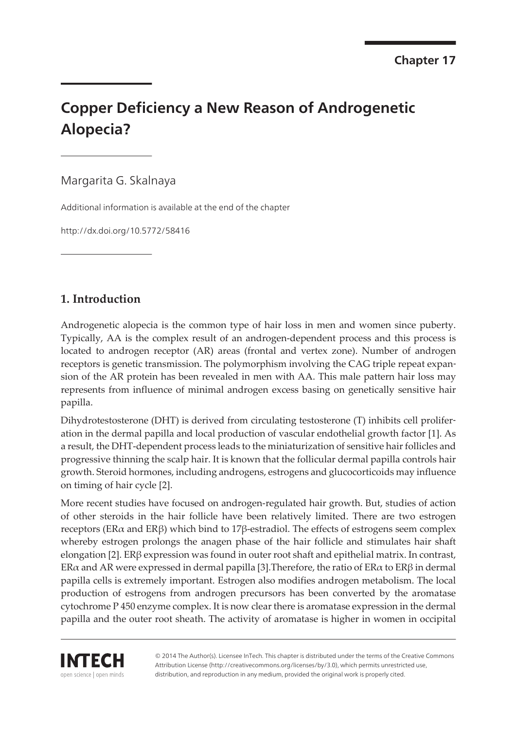Chapter 17

# Copper Deficiency a New Reason of Androgenetic Alopecia?

Margarita G. Skalnaya

Additional information is available at the end of the chapter

http://dx.doi.org/10.5772/58416

## 1. Introduction

Androgenetic alopecia is the common type of hair loss in men and women since puberty. Typically, AA is the complex result of an androgen-dependent process and this process is located to androgen receptor (AR) areas (frontal and vertex zone). Number of androgen receptors is genetic transmission. The polymorphism involving the CAG triple repeat expansion of the AR protein has been revealed in men with AA. This male pattern hair loss may represents from influence of minimal androgen excess basing on genetically sensitive hair papilla.

Dihydrotestosterone (DHT) is derived from circulating testosterone (T) inhibits cell proliferation in the dermal papilla and local production of vascular endothelial growth factor [1]. As a result, the DHT-dependent process leads to the miniaturization of sensitive hair follicles and progressive thinning the scalp hair. It is known that the follicular dermal papilla controls hair growth. Steroid hormones, including androgens, estrogens and glucocorticoids may influence on timing of hair cycle [2].

More recent studies have focused on androgen-regulated hair growth. But, studies of action of other steroids in the hair follicle have been relatively limited. There are two estrogen receptors (ERα and ERβ) which bind to 17β-estradiol. The effects of estrogens seem complex whereby estrogen prolongs the anagen phase of the hair follicle and stimulates hair shaft elongation [2]. ERβ expression was found in outer root shaft and epithelial matrix. In contrast, ERα and AR were expressed in dermal papilla [3].Therefore, the ratio of ERα to ERβ in dermal papilla cells is extremely important. Estrogen also modifies androgen metabolism. The local production of estrogens from androgen precursors has been converted by the aromatase cytochrome P 450 enzyme complex. It is now clear there is aromatase expression in the dermal papilla and the outer root sheath. The activity of aromatase is higher in women in occipital

© 2014 The Author(s). Licensee InTech. This chapter is distributed under the terms of the Creative Commons Attribution License (http://creativecommons.org/licenses/by/3.0), which permits unrestricted use, distribution, and reproduction in any medium, provided the original work is properly cited.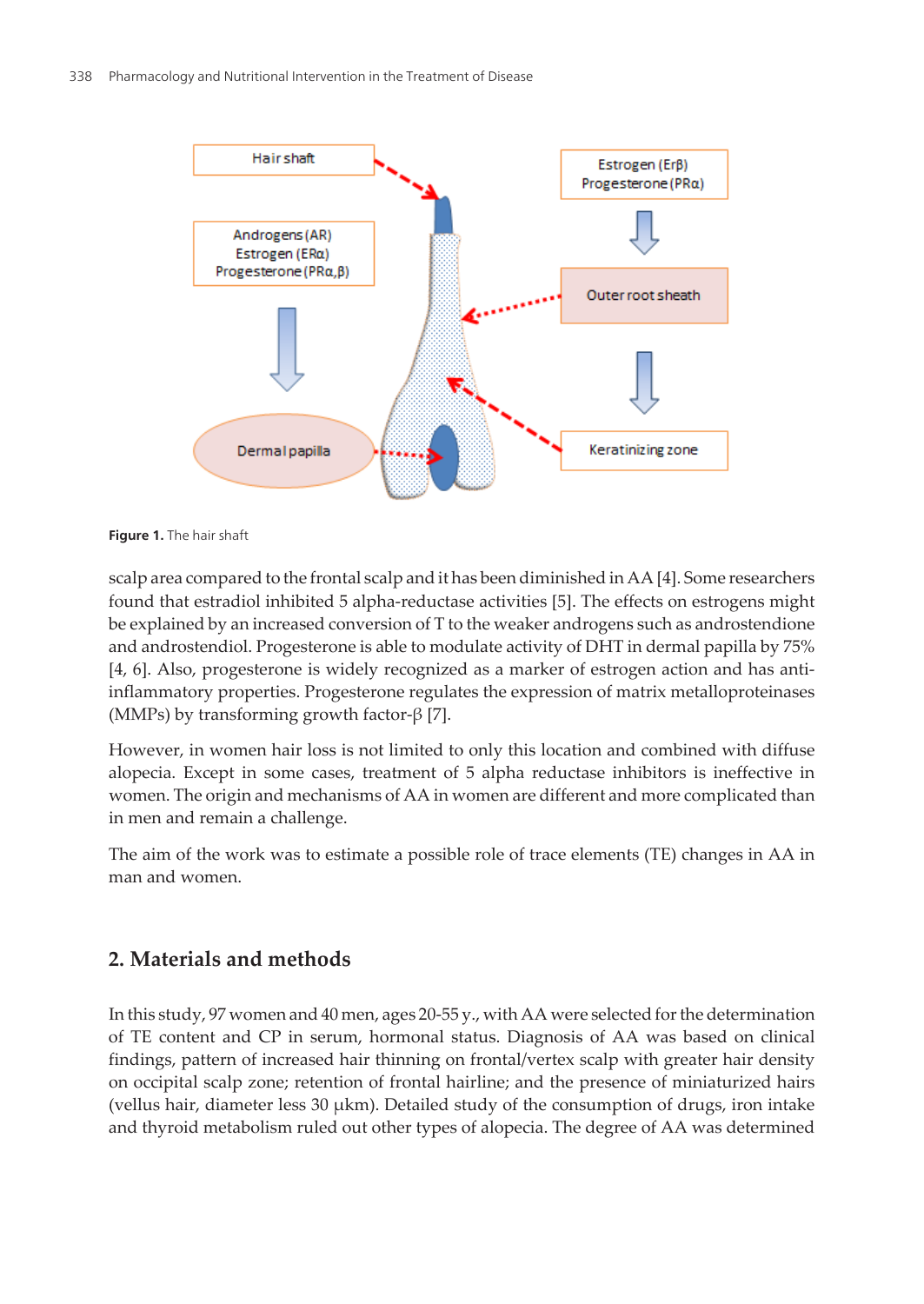**Figure 1.** The hair shaft

scalp area compared to the frontal scalp and it has been diminished in AA [4]. Some researchers found that estradiol inhibited 5 alpha-reductase activities [5]. The effects on estrogens might be explained by an increased conversion of T to the weaker androgens such as androstendione and androstendiol. Progesterone is able to modulate activity of DHT in dermal papilla by 75% [4, 6]. Also, progesterone is widely recognized as a marker of estrogen action and has anti-inflammatory properties. Progesterone regulates the expression of matrix metalloproteinases (MMPs) by transforming growth factor-β [7].

However, in women hair loss is not limited to only this location and combined with diffuse alopecia. Except in some cases, treatment of 5 alpha reductase inhibitors is ineffective in women. The origin and mechanisms of AA in women are different and more complicated than in men and remain a challenge.

The aim of the work was to estimate a possible role of trace elements (TE) changes in AA in man and women.

## 2. Materials and methods

In this study, 97 women and 40 men, ages 20-55 y., with AA were selected for the determination of TE content and CP in serum, hormonal status. Diagnosis of AA was based on clinical findings, pattern of increased hair thinning on frontal/vertex scalp with greater hair density on occipital scalp zone; retention of frontal hairline; and the presence of miniaturized hairs (vellus hair, diameter less 30 μkm). Detailed study of the consumption of drugs, iron intake and thyroid metabolism ruled out other types of alopecia. The degree of AA was determined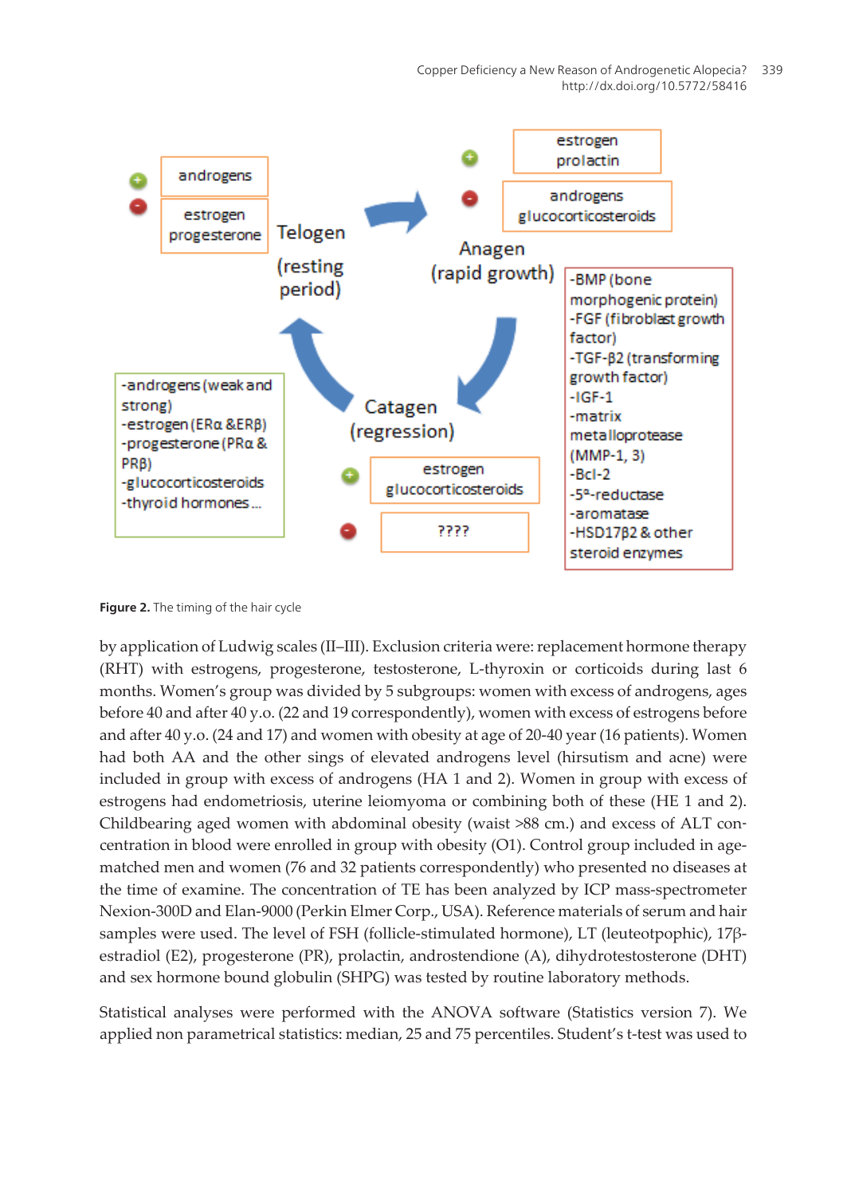**Figure 2.** The timing of the hair cycle

by application of Ludwig scales (II–III). Exclusion criteria were: replacement hormone therapy (RHT) with estrogens, progesterone, testosterone, L-thyroxin or corticoids during last 6 months. Women's group was divided by 5 subgroups: women with excess of androgens, ages before 40 and after 40 y.o. (22 and 19 correspondently), women with excess of estrogens before and after 40 y.o. (24 and 17) and women with obesity at age of 20-40 year (16 patients). Women had both AA and the other sings of elevated androgens level (hirsutism and acne) were included in group with excess of androgens (HA 1 and 2). Women in group with excess of estrogens had endometriosis, uterine leiomyoma or combining both of these (HE 1 and 2). Childbearing aged women with abdominal obesity (waist >88 cm.) and excess of ALT concentration in blood were enrolled in group with obesity (O1). Control group included in age-matched men and women (76 and 32 patients correspondently) who presented no diseases at the time of examine. The concentration of TE has been analyzed by ICP mass-spectrometer Nexion-300D and Elan-9000 (Perkin Elmer Corp., USA). Reference materials of serum and hair samples were used. The level of FSH (follicle-stimulated hormone), LT (leuteotpophic), 17β-estradiol (E2), progesterone (PR), prolactin, androstendione (A), dihydrotestosterone (DHT) and sex hormone bound globulin (SHPG) was tested by routine laboratory methods.

Statistical analyses were performed with the ANOVA software (Statistics version 7). We applied non parametrical statistics: median, 25 and 75 percentiles. Student's t-test was used to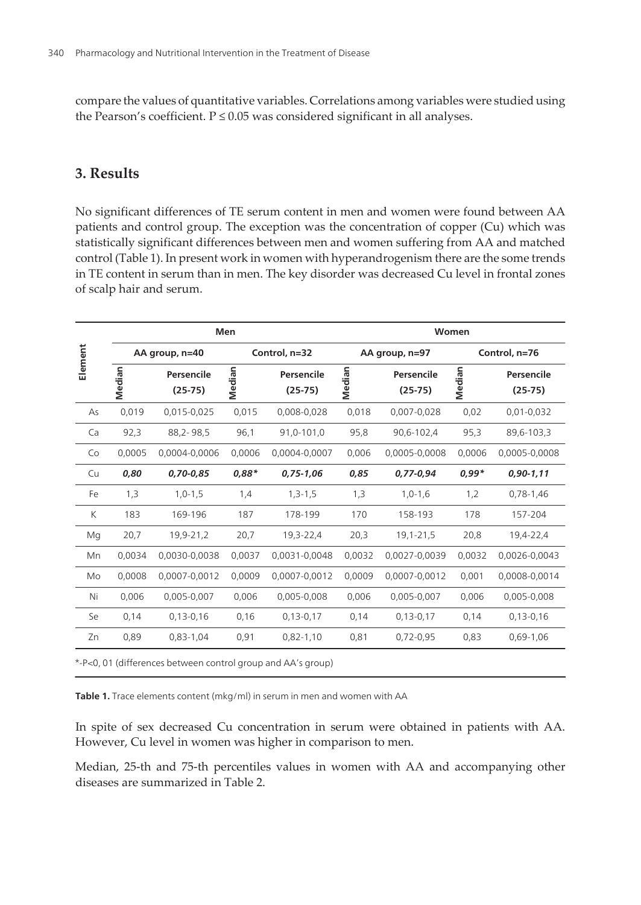compare the values of quantitative variables. Correlations among variables were studied using the Pearson's coefficient. $P \leq 0.05$ was considered significant in all analyses.

## 3. Results

No significant differences of TE serum content in men and women were found between AA patients and control group. The exception was the concentration of copper (Cu) which was statistically significant differences between men and women suffering from AA and matched control (Table 1). In present work in women with hyperandrogenism there are the some trends in TE content in serum than in men. The key disorder was decreased Cu level in frontal zones of scalp hair and serum.

| Element | Men | | | | Women | | | |
|---|---|---|---|---|---|---|---|---|
| | AA group, n=40 | | Control, n=32 | | AA group, n=97 | | Control, n=76 | |
| | Median | Persencile (25-75) | Median | Persencile (25-75) | Median | Persencile (25-75) | Median | Persencile (25-75) |
| As | 0,019 | 0,015-0,025 | 0,015 | 0,008-0,028 | 0,018 | 0,007-0,028 | 0,02 | 0,01-0,032 |
| Ca | 92,3 | 88,2- 98,5 | 96,1 | 91,0-101,0 | 95,8 | 90,6-102,4 | 95,3 | 89,6-103,3 |
| Co | 0,0005 | 0,0004-0,0006 | 0,0006 | 0,0004-0,0007 | 0,006 | 0,0005-0,0008 | 0,0006 | 0,0005-0,0008 |
| Cu | ***0,80*** | ***0,70-0,85*** | ***0,88**** | ***0,75-1,06*** | ***0,85*** | ***0,77-0,94*** | ***0,99**** | ***0,90-1,11*** |
| Fe | 1,3 | 1,0-1,5 | 1,4 | 1,3-1,5 | 1,3 | 1,0-1,6 | 1,2 | 0,78-1,46 |
| K | 183 | 169-196 | 187 | 178-199 | 170 | 158-193 | 178 | 157-204 |
| Mg | 20,7 | 19,9-21,2 | 20,7 | 19,3-22,4 | 20,3 | 19,1-21,5 | 20,8 | 19,4-22,4 |
| Mn | 0,0034 | 0,0030-0,0038 | 0,0037 | 0,0031-0,0048 | 0,0032 | 0,0027-0,0039 | 0,0032 | 0,0026-0,0043 |
| Mo | 0,0008 | 0,0007-0,0012 | 0,0009 | 0,0007-0,0012 | 0,0009 | 0,0007-0,0012 | 0,001 | 0,0008-0,0014 |
| Ni | 0,006 | 0,005-0,007 | 0,006 | 0,005-0,008 | 0,006 | 0,005-0,007 | 0,006 | 0,005-0,008 |
| Se | 0,14 | 0,13-0,16 | 0,16 | 0,13-0,17 | 0,14 | 0,13-0,17 | 0,14 | 0,13-0,16 |
| Zn | 0,89 | 0,83-1,04 | 0,91 | 0,82-1,10 | 0,81 | 0,72-0,95 | 0,83 | 0,69-1,06 |

*-P<0, 01 (differences between control group and AA's group)

**Table 1.** Trace elements content (mkg/ml) in serum in men and women with AA

In spite of sex decreased Cu concentration in serum were obtained in patients with AA. However, Cu level in women was higher in comparison to men.

Median, 25-th and 75-th percentiles values in women with AA and accompanying other diseases are summarized in Table 2.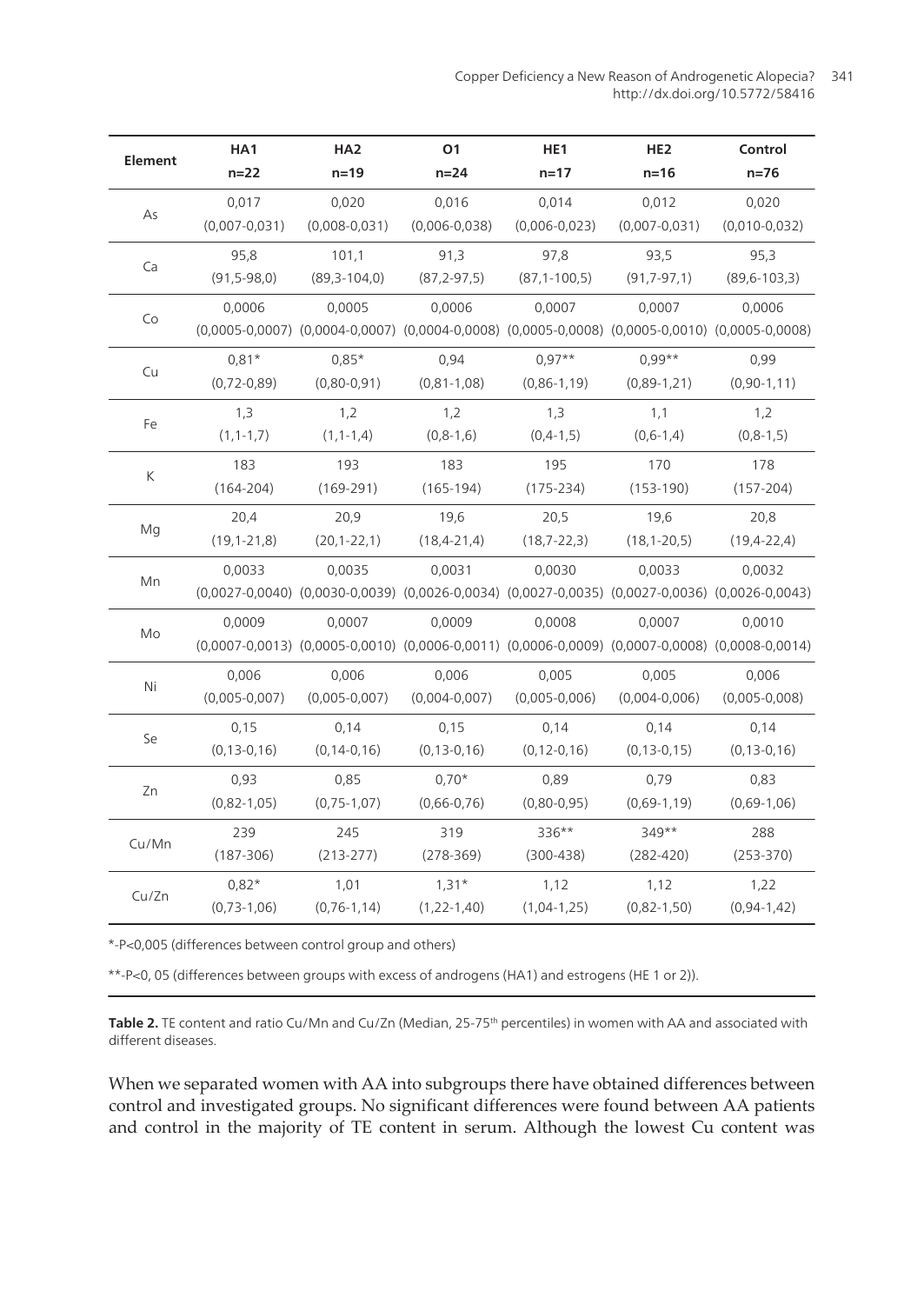| Element | HA1<br>n=22 | HA2<br>n=19 | O1<br>n=24 | HE1<br>n=17 | HE2<br>n=16 | Control<br>n=76 |
|---|---|---|---|---|---|---|
| As | 0,017<br>(0,007-0,031) | 0,020<br>(0,008-0,031) | 0,016<br>(0,006-0,038) | 0,014<br>(0,006-0,023) | 0,012<br>(0,007-0,031) | 0,020<br>(0,010-0,032) |
| Ca | 95,8<br>(91,5-98,0) | 101,1<br>(89,3-104,0) | 91,3<br>(87,2-97,5) | 97,8<br>(87,1-100,5) | 93,5<br>(91,7-97,1) | 95,3<br>(89,6-103,3) |
| Co | 0,0006<br>(0,0005-0,0007) | 0,0005<br>(0,0004-0,0007) | 0,0006<br>(0,0004-0,0008) | 0,0007<br>(0,0005-0,0008) | 0,0007<br>(0,0005-0,0010) | 0,0006<br>(0,0005-0,0008) |
| Cu | 0,81*<br>(0,72-0,89) | 0,85*<br>(0,80-0,91) | 0,94<br>(0,81-1,08) | 0,97**<br>(0,86-1,19) | 0,99**<br>(0,89-1,21) | 0,99<br>(0,90-1,11) |
| Fe | 1,3<br>(1,1-1,7) | 1,2<br>(1,1-1,4) | 1,2<br>(0,8-1,6) | 1,3<br>(0,4-1,5) | 1,1<br>(0,6-1,4) | 1,2<br>(0,8-1,5) |
| K | 183<br>(164-204) | 193<br>(169-291) | 183<br>(165-194) | 195<br>(175-234) | 170<br>(153-190) | 178<br>(157-204) |
| Mg | 20,4<br>(19,1-21,8) | 20,9<br>(20,1-22,1) | 19,6<br>(18,4-21,4) | 20,5<br>(18,7-22,3) | 19,6<br>(18,1-20,5) | 20,8<br>(19,4-22,4) |
| Mn | 0,0033<br>(0,0027-0,0040) | 0,0035<br>(0,0030-0,0039) | 0,0031<br>(0,0026-0,0034) | 0,0030<br>(0,0027-0,0035) | 0,0033<br>(0,0027-0,0036) | 0,0032<br>(0,0026-0,0043) |
| Mo | 0,0009<br>(0,0007-0,0013) | 0,0007<br>(0,0005-0,0010) | 0,0009<br>(0,0006-0,0011) | 0,0008<br>(0,0006-0,0009) | 0,0007<br>(0,0007-0,0008) | 0,0010<br>(0,0008-0,0014) |
| Ni | 0,006<br>(0,005-0,007) | 0,006<br>(0,005-0,007) | 0,006<br>(0,004-0,007) | 0,005<br>(0,005-0,006) | 0,005<br>(0,004-0,006) | 0,006<br>(0,005-0,008) |
| Se | 0,15<br>(0,13-0,16) | 0,14<br>(0,14-0,16) | 0,15<br>(0,13-0,16) | 0,14<br>(0,12-0,16) | 0,14<br>(0,13-0,15) | 0,14<br>(0,13-0,16) |
| Zn | 0,93<br>(0,82-1,05) | 0,85<br>(0,75-1,07) | 0,70*<br>(0,66-0,76) | 0,89<br>(0,80-0,95) | 0,79<br>(0,69-1,19) | 0,83<br>(0,69-1,06) |
| Cu/Mn | 239<br>(187-306) | 245<br>(213-277) | 319<br>(278-369) | 336**<br>(300-438) | 349**<br>(282-420) | 288<br>(253-370) |
| Cu/Zn | 0,82*<br>(0,73-1,06) | 1,01<br>(0,76-1,14) | 1,31*<br>(1,22-1,40) | 1,12<br>(1,04-1,25) | 1,12<br>(0,82-1,50) | 1,22<br>(0,94-1,42) |

*-P<0,005 (differences between control group and others)

**-P<0, 05 (differences between groups with excess of androgens (HA1) and estrogens (HE 1 or 2)).

**Table 2.** TE content and ratio Cu/Mn and Cu/Zn (Median, 25-75th percentiles) in women with AA and associated with different diseases.

When we separated women with AA into subgroups there have obtained differences between control and investigated groups. No significant differences were found between AA patients and control in the majority of TE content in serum. Although the lowest Cu content was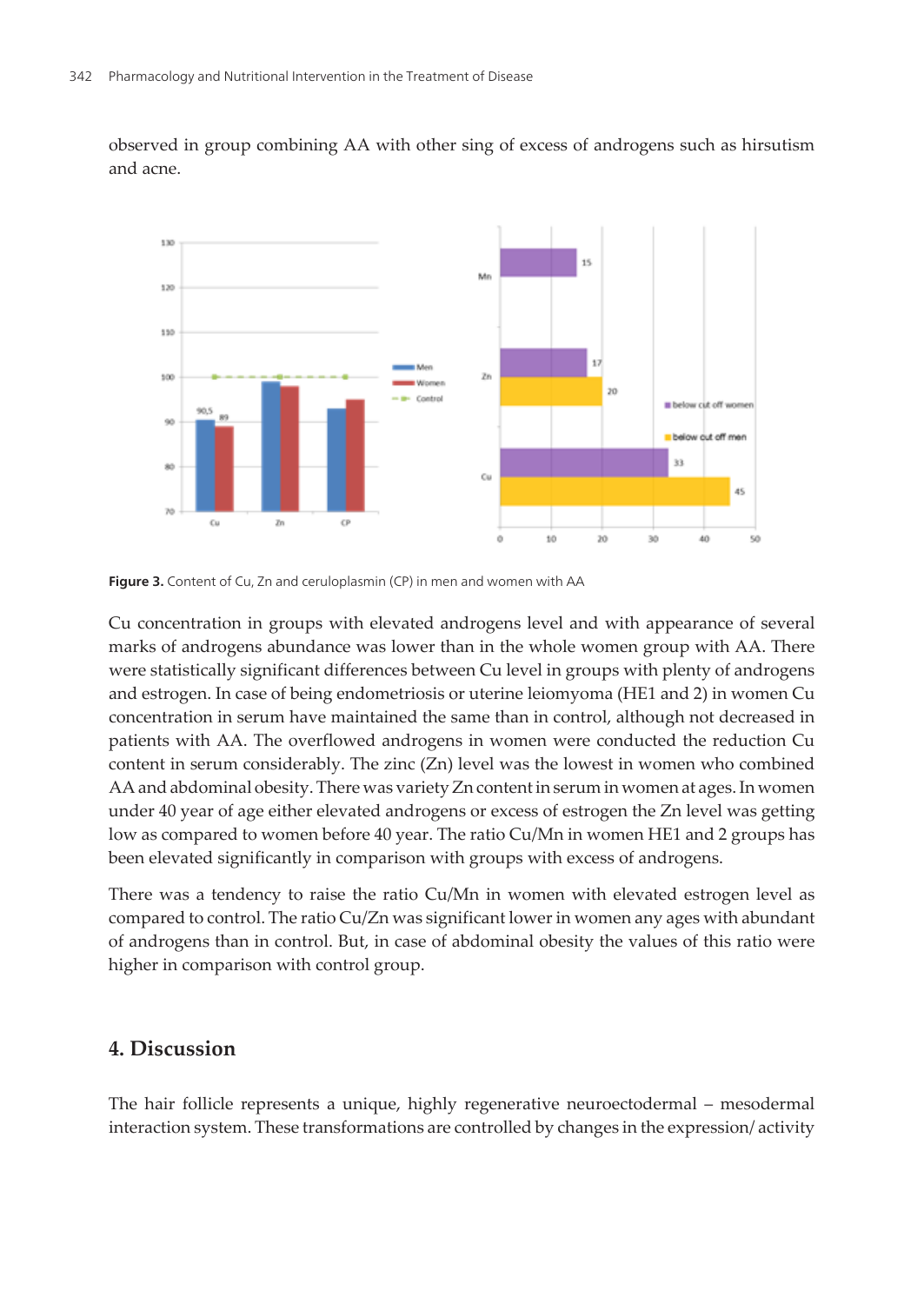observed in group combining AA with other sing of excess of androgens such as hirsutism and acne.

**Figure 3.** Content of Cu, Zn and ceruloplasmin (CP) in men and women with AA

Cu concentration in groups with elevated androgens level and with appearance of several marks of androgens abundance was lower than in the whole women group with AA. There were statistically significant differences between Cu level in groups with plenty of androgens and estrogen. In case of being endometriosis or uterine leiomyoma (HE1 and 2) in women Cu concentration in serum have maintained the same than in control, although not decreased in patients with AA. The overflowed androgens in women were conducted the reduction Cu content in serum considerably. The zinc (Zn) level was the lowest in women who combined AA and abdominal obesity. There was variety Zn content in serum in women at ages. In women under 40 year of age either elevated androgens or excess of estrogen the Zn level was getting low as compared to women before 40 year. The ratio Cu/Mn in women HE1 and 2 groups has been elevated significantly in comparison with groups with excess of androgens.

There was a tendency to raise the ratio Cu/Mn in women with elevated estrogen level as compared to control. The ratio Cu/Zn was significant lower in women any ages with abundant of androgens than in control. But, in case of abdominal obesity the values of this ratio were higher in comparison with control group.

## 4. Discussion

The hair follicle represents a unique, highly regenerative neuroectodermal – mesodermal interaction system. These transformations are controlled by changes in the expression/ activity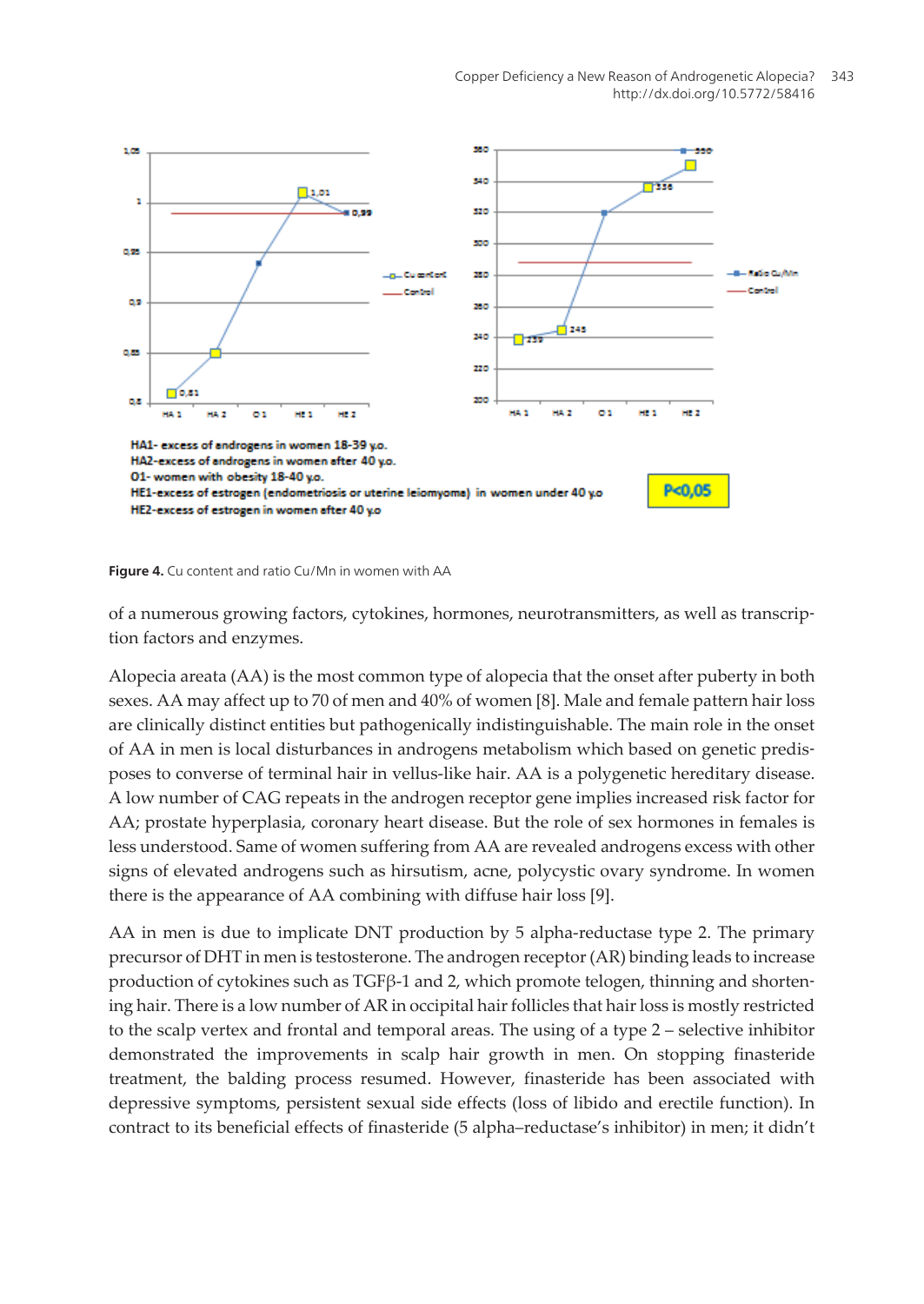HA1- excess of androgens in women 18-39 y.o.
HA2-excess of androgens in women after 40 y.o.
O1- women with obesity 18-40 y.o.
HE1-excess of estrogen (endometriosis or uterine leiomyoma) in women under 40 y.o
HE2-excess of estrogen in women after 40 y.o

P<0,05

**Figure 4.** Cu content and ratio Cu/Mn in women with AA

of a numerous growing factors, cytokines, hormones, neurotransmitters, as well as transcription factors and enzymes.

Alopecia areata (AA) is the most common type of alopecia that the onset after puberty in both sexes. AA may affect up to 70 of men and 40% of women [8]. Male and female pattern hair loss are clinically distinct entities but pathogenically indistinguishable. The main role in the onset of AA in men is local disturbances in androgens metabolism which based on genetic predisposes to converse of terminal hair in vellus-like hair. AA is a polygenetic hereditary disease. A low number of CAG repeats in the androgen receptor gene implies increased risk factor for AA; prostate hyperplasia, coronary heart disease. But the role of sex hormones in females is less understood. Same of women suffering from AA are revealed androgens excess with other signs of elevated androgens such as hirsutism, acne, polycystic ovary syndrome. In women there is the appearance of AA combining with diffuse hair loss [9].

AA in men is due to implicate DNT production by 5 alpha-reductase type 2. The primary precursor of DHT in men is testosterone. The androgen receptor (AR) binding leads to increase production of cytokines such as TGFβ-1 and 2, which promote telogen, thinning and shortening hair. There is a low number of AR in occipital hair follicles that hair loss is mostly restricted to the scalp vertex and frontal and temporal areas. The using of a type 2 – selective inhibitor demonstrated the improvements in scalp hair growth in men. On stopping finasteride treatment, the balding process resumed. However, finasteride has been associated with depressive symptoms, persistent sexual side effects (loss of libido and erectile function). In contract to its beneficial effects of finasteride (5 alpha–reductase's inhibitor) in men; it didn't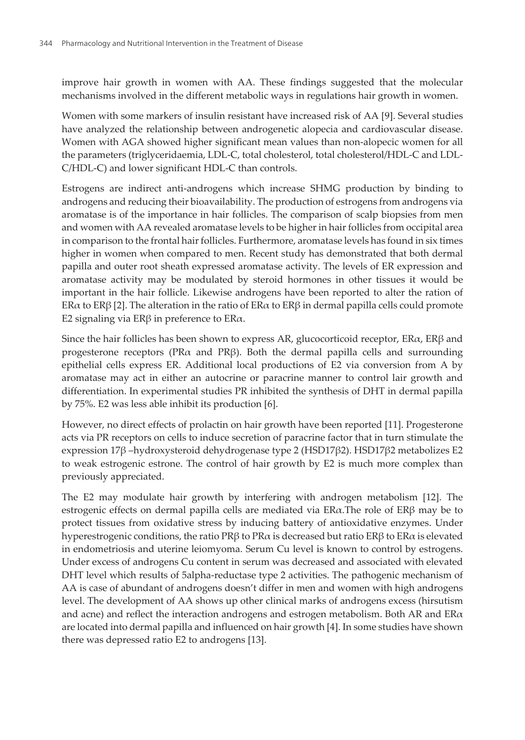improve hair growth in women with AA. These findings suggested that the molecular mechanisms involved in the different metabolic ways in regulations hair growth in women.

Women with some markers of insulin resistant have increased risk of AA [9]. Several studies have analyzed the relationship between androgenetic alopecia and cardiovascular disease. Women with AGA showed higher significant mean values than non-alopecic women for all the parameters (triglyceridaemia, LDL-C, total cholesterol, total cholesterol/HDL-C and LDL-C/HDL-C) and lower significant HDL-C than controls.

Estrogens are indirect anti-androgens which increase SHMG production by binding to androgens and reducing their bioavailability. The production of estrogens from androgens via aromatase is of the importance in hair follicles. The comparison of scalp biopsies from men and women with AA revealed aromatase levels to be higher in hair follicles from occipital area in comparison to the frontal hair follicles. Furthermore, aromatase levels has found in six times higher in women when compared to men. Recent study has demonstrated that both dermal papilla and outer root sheath expressed aromatase activity. The levels of ER expression and aromatase activity may be modulated by steroid hormones in other tissues it would be important in the hair follicle. Likewise androgens have been reported to alter the ration of ERα to ERβ [2]. The alteration in the ratio of ERα to ERβ in dermal papilla cells could promote E2 signaling via ERβ in preference to ERα.

Since the hair follicles has been shown to express AR, glucocorticoid receptor, ERα, ERβ and progesterone receptors (PRα and PRβ). Both the dermal papilla cells and surrounding epithelial cells express ER. Additional local productions of E2 via conversion from A by aromatase may act in either an autocrine or paracrine manner to control lair growth and differentiation. In experimental studies PR inhibited the synthesis of DHT in dermal papilla by 75%. E2 was less able inhibit its production [6].

However, no direct effects of prolactin on hair growth have been reported [11]. Progesterone acts via PR receptors on cells to induce secretion of paracrine factor that in turn stimulate the expression 17β –hydroxysteroid dehydrogenase type 2 (HSD17β2). HSD17β2 metabolizes E2 to weak estrogenic estrone. The control of hair growth by E2 is much more complex than previously appreciated.

The E2 may modulate hair growth by interfering with androgen metabolism [12]. The estrogenic effects on dermal papilla cells are mediated via ERα.The role of ERβ may be to protect tissues from oxidative stress by inducing battery of antioxidative enzymes. Under hyperestrogenic conditions, the ratio PRβ to PRα is decreased but ratio ERβ to ERα is elevated in endometriosis and uterine leiomyoma. Serum Cu level is known to control by estrogens. Under excess of androgens Cu content in serum was decreased and associated with elevated DHT level which results of 5alpha-reductase type 2 activities. The pathogenic mechanism of AA is case of abundant of androgens doesn't differ in men and women with high androgens level. The development of AA shows up other clinical marks of androgens excess (hirsutism and acne) and reflect the interaction androgens and estrogen metabolism. Both AR and ERα are located into dermal papilla and influenced on hair growth [4]. In some studies have shown there was depressed ratio E2 to androgens [13].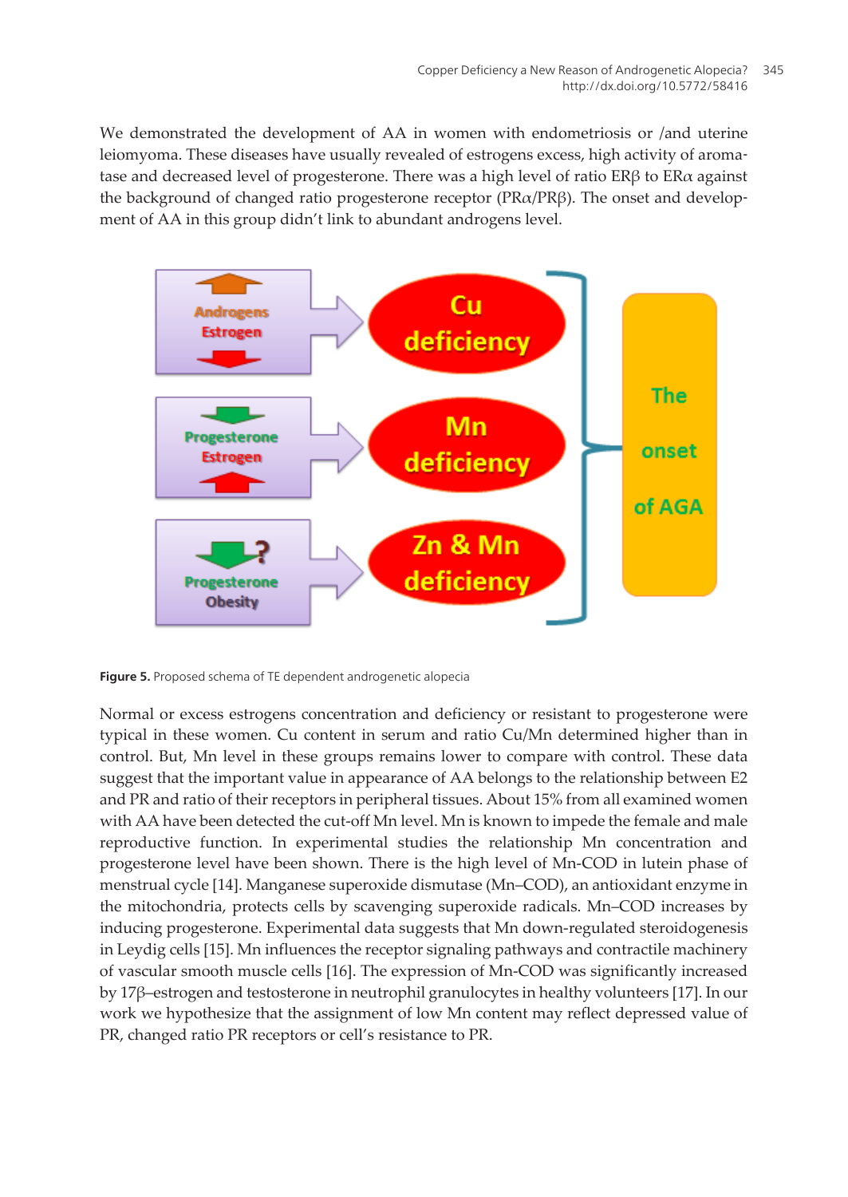We demonstrated the development of AA in women with endometriosis or /and uterine leiomyoma. These diseases have usually revealed of estrogens excess, high activity of aromatase and decreased level of progesterone. There was a high level of ratio ERβ to ERα against the background of changed ratio progesterone receptor (PRα/PRβ). The onset and development of AA in this group didn't link to abundant androgens level.

**Figure 5.** Proposed schema of TE dependent androgenetic alopecia

Normal or excess estrogens concentration and deficiency or resistant to progesterone were typical in these women. Cu content in serum and ratio Cu/Mn determined higher than in control. But, Mn level in these groups remains lower to compare with control. These data suggest that the important value in appearance of AA belongs to the relationship between E2 and PR and ratio of their receptors in peripheral tissues. About 15% from all examined women with AA have been detected the cut-off Mn level. Mn is known to impede the female and male reproductive function. In experimental studies the relationship Mn concentration and progesterone level have been shown. There is the high level of Mn-COD in lutein phase of menstrual cycle [14]. Manganese superoxide dismutase (Mn–COD), an antioxidant enzyme in the mitochondria, protects cells by scavenging superoxide radicals. Mn–COD increases by inducing progesterone. Experimental data suggests that Mn down-regulated steroidogenesis in Leydig cells [15]. Mn influences the receptor signaling pathways and contractile machinery of vascular smooth muscle cells [16]. The expression of Mn-COD was significantly increased by 17β–estrogen and testosterone in neutrophil granulocytes in healthy volunteers [17]. In our work we hypothesize that the assignment of low Mn content may reflect depressed value of PR, changed ratio PR receptors or cell's resistance to PR.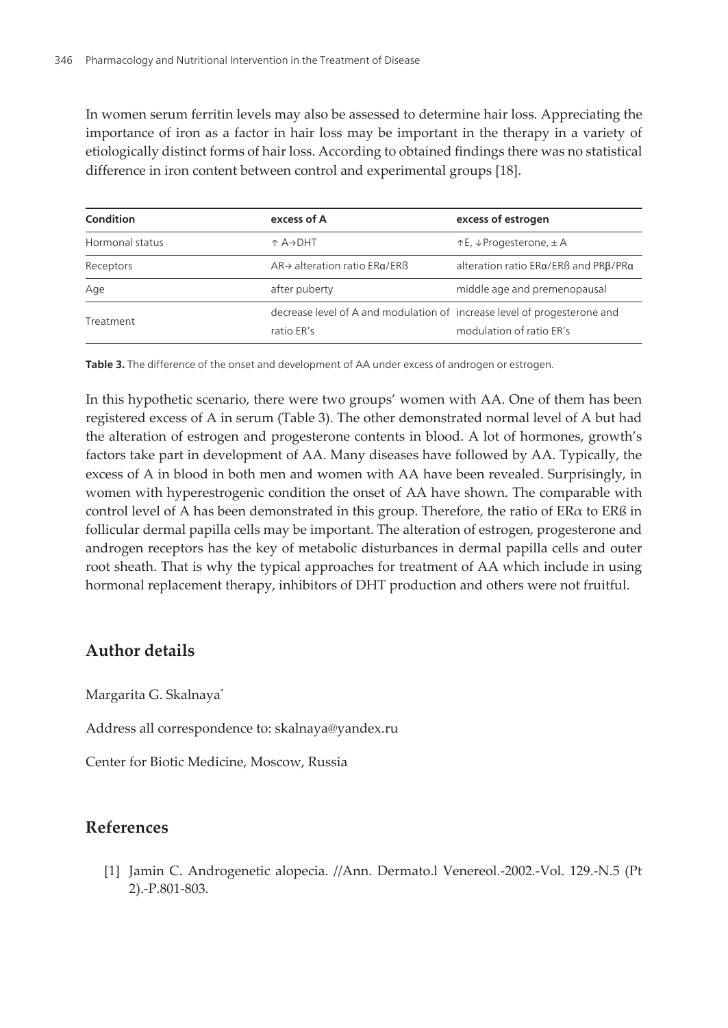In women serum ferritin levels may also be assessed to determine hair loss. Appreciating the importance of iron as a factor in hair loss may be important in the therapy in a variety of etiologically distinct forms of hair loss. According to obtained findings there was no statistical difference in iron content between control and experimental groups [18].

| Condition | excess of A | excess of estrogen |
|---|---|---|
| Hormonal status | ↑ A→DHT | ↑E, ↓Progesterone, ± A |
| Receptors | AR→ alteration ratio ERα/ERß | alteration ratio ERα/ERß and PRβ/PRα |
| Age | after puberty | middle age and premenopausal |
| Treatment | decrease level of A and modulation of ratio ER's | increase level of progesterone and modulation of ratio ER's |

**Table 3.** The difference of the onset and development of AA under excess of androgen or estrogen.

In this hypothetic scenario, there were two groups' women with AA. One of them has been registered excess of A in serum (Table 3). The other demonstrated normal level of A but had the alteration of estrogen and progesterone contents in blood. A lot of hormones, growth's factors take part in development of AA. Many diseases have followed by AA. Typically, the excess of A in blood in both men and women with AA have been revealed. Surprisingly, in women with hyperestrogenic condition the onset of AA have shown. The comparable with control level of A has been demonstrated in this group. Therefore, the ratio of ERα to ERß in follicular dermal papilla cells may be important. The alteration of estrogen, progesterone and androgen receptors has the key of metabolic disturbances in dermal papilla cells and outer root sheath. That is why the typical approaches for treatment of AA which include in using hormonal replacement therapy, inhibitors of DHT production and others were not fruitful.

## Author details

Margarita G. Skalnaya*

Address all correspondence to: skalnaya@yandex.ru

Center for Biotic Medicine, Moscow, Russia

## References

[1] Jamin C. Androgenetic alopecia. //Ann. Dermato.l Venereol.-2002.-Vol. 129.-N.5 (Pt 2).-P.801-803.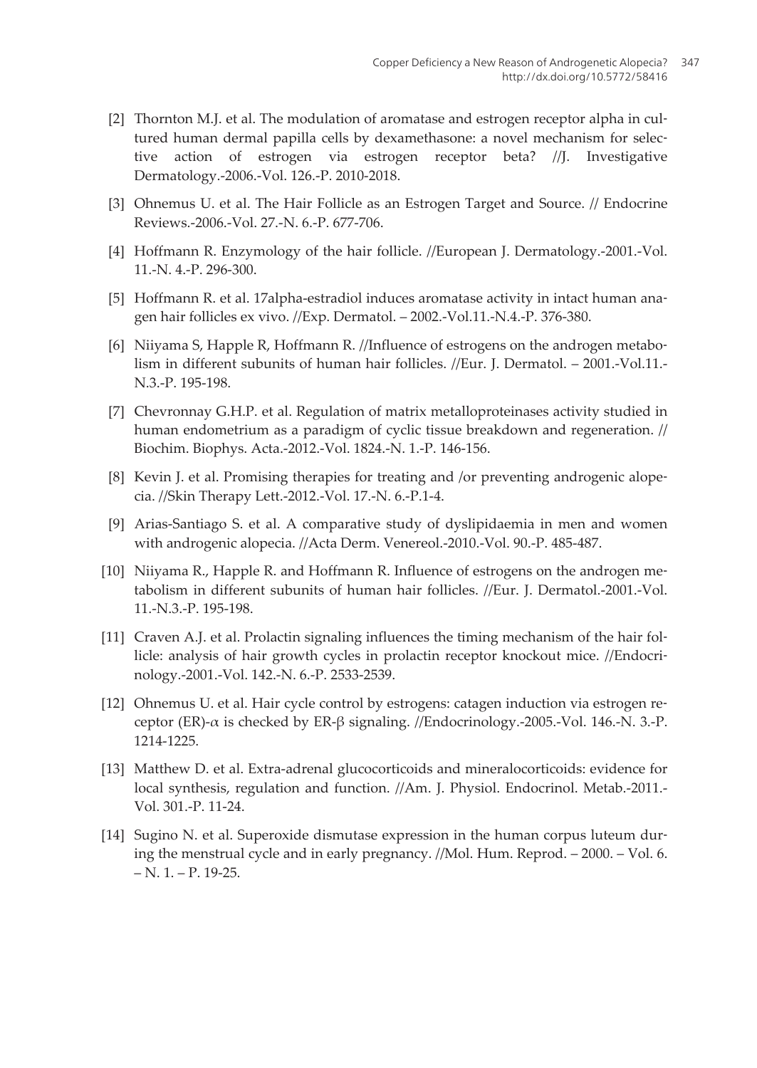[2] Thornton M.J. et al. The modulation of aromatase and estrogen receptor alpha in cultured human dermal papilla cells by dexamethasone: a novel mechanism for selective action of estrogen via estrogen receptor beta? //J. Investigative Dermatology.-2006.-Vol. 126.-P. 2010-2018.

[3] Ohnemus U. et al. The Hair Follicle as an Estrogen Target and Source. // Endocrine Reviews.-2006.-Vol. 27.-N. 6.-P. 677-706.

[4] Hoffmann R. Enzymology of the hair follicle. //European J. Dermatology.-2001.-Vol. 11.-N. 4.-P. 296-300.

[5] Hoffmann R. et al. 17alpha-estradiol induces aromatase activity in intact human anagen hair follicles ex vivo. //Exp. Dermatol. – 2002.-Vol.11.-N.4.-P. 376-380.

[6] Niiyama S, Happle R, Hoffmann R. //Influence of estrogens on the androgen metabolism in different subunits of human hair follicles. //Eur. J. Dermatol. – 2001.-Vol.11.-N.3.-P. 195-198.

[7] Chevronnay G.H.P. et al. Regulation of matrix metalloproteinases activity studied in human endometrium as a paradigm of cyclic tissue breakdown and regeneration. // Biochim. Biophys. Acta.-2012.-Vol. 1824.-N. 1.-P. 146-156.

[8] Kevin J. et al. Promising therapies for treating and /or preventing androgenic alopecia. //Skin Therapy Lett.-2012.-Vol. 17.-N. 6.-P.1-4.

[9] Arias-Santiago S. et al. A comparative study of dyslipidaemia in men and women with androgenic alopecia. //Acta Derm. Venereol.-2010.-Vol. 90.-P. 485-487.

[10] Niiyama R., Happle R. and Hoffmann R. Influence of estrogens on the androgen metabolism in different subunits of human hair follicles. //Eur. J. Dermatol.-2001.-Vol. 11.-N.3.-P. 195-198.

[11] Craven A.J. et al. Prolactin signaling influences the timing mechanism of the hair follicle: analysis of hair growth cycles in prolactin receptor knockout mice. //Endocrinology.-2001.-Vol. 142.-N. 6.-P. 2533-2539.

[12] Ohnemus U. et al. Hair cycle control by estrogens: catagen induction via estrogen receptor (ER)-$\alpha$ is checked by ER-$\beta$ signaling. //Endocrinology.-2005.-Vol. 146.-N. 3.-P. 1214-1225.

[13] Matthew D. et al. Extra-adrenal glucocorticoids and mineralocorticoids: evidence for local synthesis, regulation and function. //Am. J. Physiol. Endocrinol. Metab.-2011.-Vol. 301.-P. 11-24.

[14] Sugino N. et al. Superoxide dismutase expression in the human corpus luteum during the menstrual cycle and in early pregnancy. //Mol. Hum. Reprod. – 2000. – Vol. 6. – N. 1. – P. 19-25.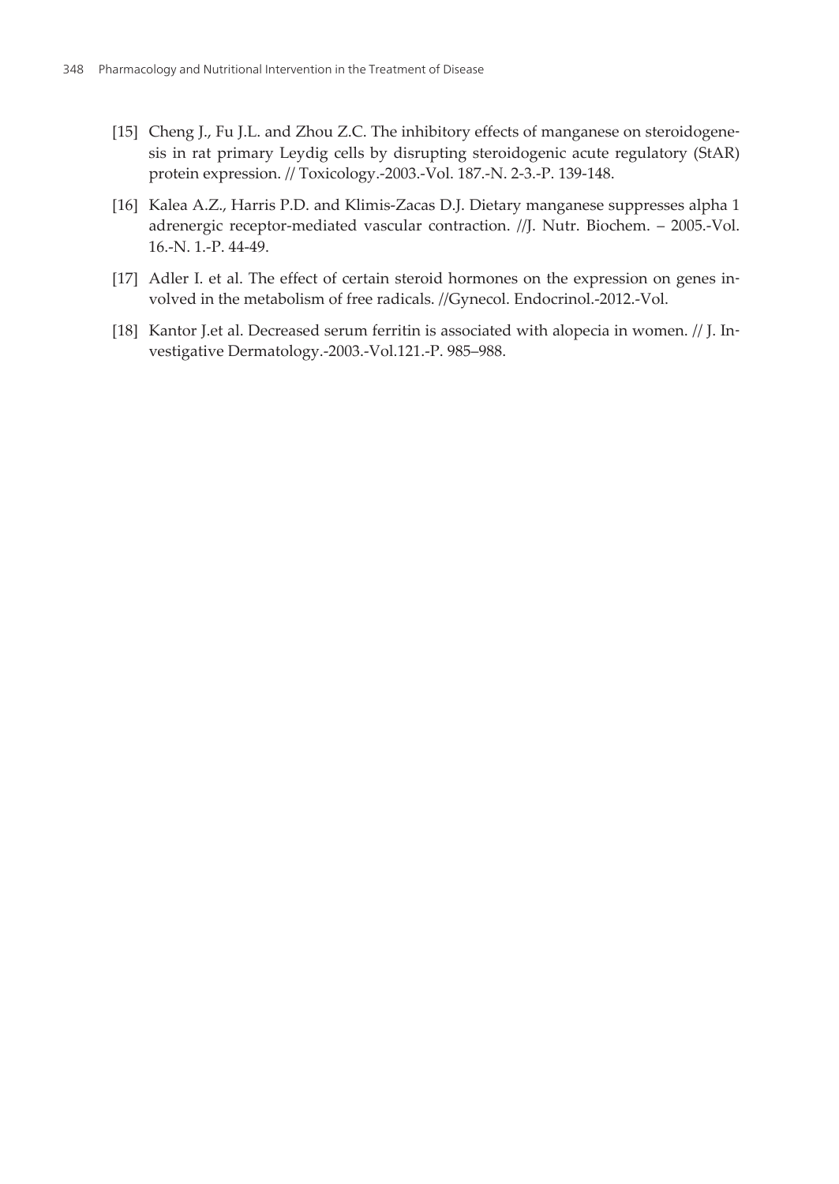[15] Cheng J., Fu J.L. and Zhou Z.C. The inhibitory effects of manganese on steroidogenesis in rat primary Leydig cells by disrupting steroidogenic acute regulatory (StAR) protein expression. // Toxicology.-2003.-Vol. 187.-N. 2-3.-P. 139-148.

[16] Kalea A.Z., Harris P.D. and Klimis-Zacas D.J. Dietary manganese suppresses alpha 1 adrenergic receptor-mediated vascular contraction. //J. Nutr. Biochem. – 2005.-Vol. 16.-N. 1.-P. 44-49.

[17] Adler I. et al. The effect of certain steroid hormones on the expression on genes involved in the metabolism of free radicals. //Gynecol. Endocrinol.-2012.-Vol.

[18] Kantor J.et al. Decreased serum ferritin is associated with alopecia in women. // J. Investigative Dermatology.-2003.-Vol.121.-P. 985–988.